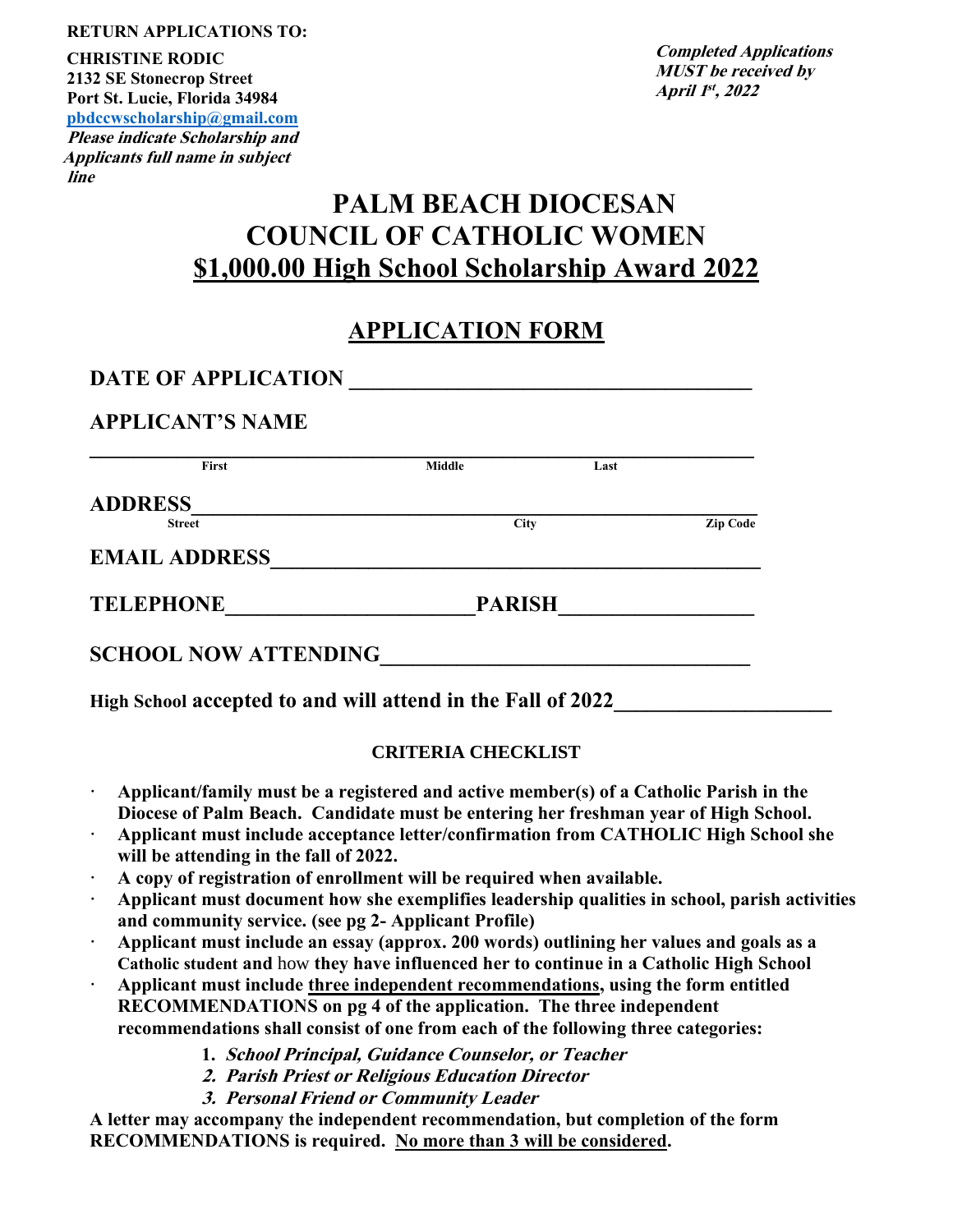**RETURN APPLICATIONS TO:**

**CHRISTINE RODIC**
**2132 SE Stonecrop Street**
**Port St. Lucie, Florida 34984**
**pbdccwscholarship@gmail.com**
***Please indicate Scholarship and Applicants full name in subject line***

***Completed Applications MUST be received by April 1st, 2022***

# PALM BEACH DIOCESAN COUNCIL OF CATHOLIC WOMEN
# $1,000.00 High School Scholarship Award 2022

## APPLICATION FORM

**DATE OF APPLICATION** ___________________________________

**APPLICANT'S NAME**

_______________________________________________________________
**First** **Middle** **Last**

**ADDRESS**_______________________________________________________
**Street** **City** **Zip Code**

**EMAIL ADDRESS**__________________________________________

**TELEPHONE**______________________ **PARISH**_________________

**SCHOOL NOW ATTENDING**_________________________________

**High School accepted to and will attend in the Fall of 2022**___________________

**CRITERIA CHECKLIST**

- **Applicant/family must be a registered and active member(s) of a Catholic Parish in the Diocese of Palm Beach. Candidate must be entering her freshman year of High School.**
- **Applicant must include acceptance letter/confirmation from CATHOLIC High School she will be attending in the fall of 2022.**
- **A copy of registration of enrollment will be required when available.**
- **Applicant must document how she exemplifies leadership qualities in school, parish activities and community service. (see pg 2- Applicant Profile)**
- **Applicant must include an essay (approx. 200 words) outlining her values and goals as a Catholic student and** how **they have influenced her to continue in a Catholic High School**
- **Applicant must include three independent recommendations, using the form entitled RECOMMENDATIONS on pg 4 of the application. The three independent recommendations shall consist of one from each of the following three categories:**
  1. ***School Principal, Guidance Counselor, or Teacher***
  2. ***Parish Priest or Religious Education Director***
  3. ***Personal Friend or Community Leader***

**A letter may accompany the independent recommendation, but completion of the form RECOMMENDATIONS is required. No more than 3 will be considered.**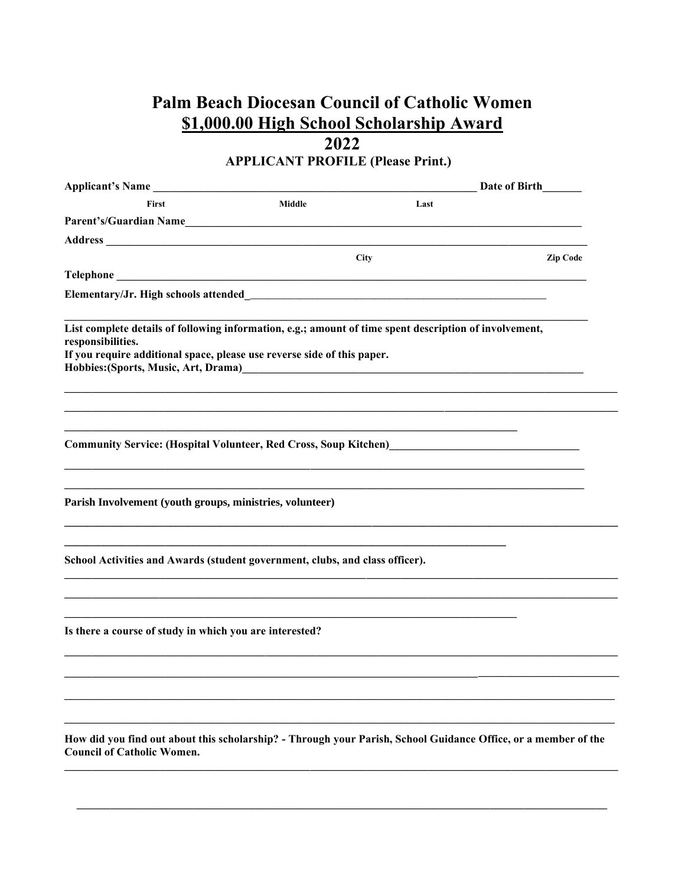# Palm Beach Diocesan Council of Catholic Women

## <u>$1,000.00 High School Scholarship Award</u>

## 2022

### APPLICANT PROFILE (Please Print.)

**Applicant's Name** ____________________________________________ **Date of Birth**______

First Middle Last

**Parent's/Guardian Name**____________________________________________

**Address** ____________________________________________

City Zip Code

**Telephone** ____________________________________________

**Elementary/Jr. High schools attended**____________________________________________

____________________________________________

**List complete details of following information, e.g.; amount of time spent description of involvement, responsibilities.**
**If you require additional space, please use reverse side of this paper.**
**Hobbies:(Sports, Music, Art, Drama)**____________________________________________

____________________________________________

____________________________________________

____________________________________________

**Community Service: (Hospital Volunteer, Red Cross, Soup Kitchen)**________________________________

____________________________________________

____________________________________________

**Parish Involvement (youth groups, ministries, volunteer)**

____________________________________________

____________________________________________

**School Activities and Awards (student government, clubs, and class officer).**

____________________________________________

____________________________________________

____________________________________________

**Is there a course of study in which you are interested?**

____________________________________________

____________________________________________

____________________________________________

____________________________________________

**How did you find out about this scholarship? - Through your Parish, School Guidance Office, or a member of the Council of Catholic Women.**

____________________________________________

____________________________________________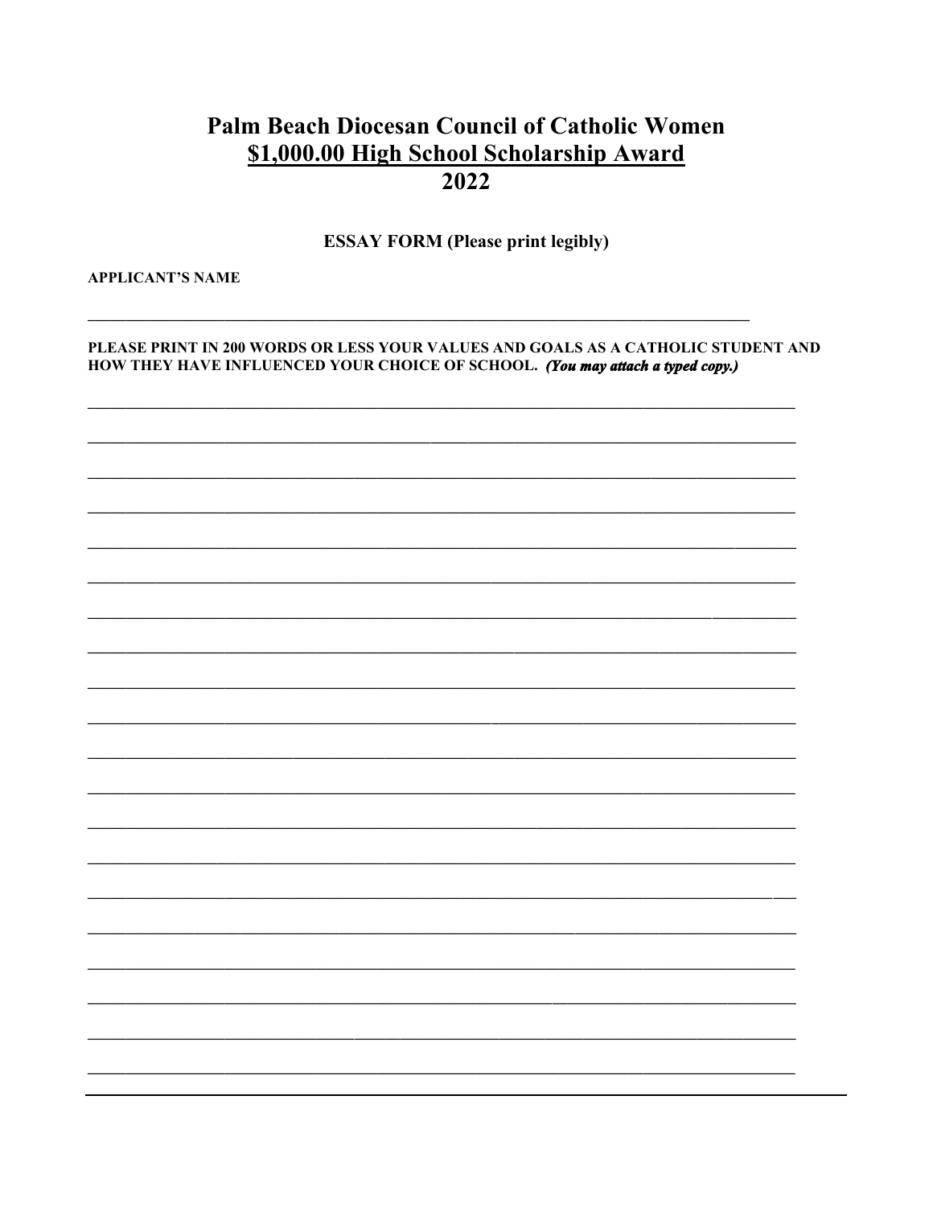# Palm Beach Diocesan Council of Catholic Women

## <u>$1,000.00 High School Scholarship Award</u>

## 2022

**ESSAY FORM (Please print legibly)**

**APPLICANT'S NAME**

\_\_\_\_\_\_\_\_\_\_\_\_\_\_\_\_\_\_\_\_\_\_\_\_\_\_\_\_\_\_\_\_\_\_\_\_\_\_\_\_\_\_\_\_\_\_\_\_\_\_\_\_\_\_\_\_\_\_\_\_\_\_\_\_\_\_\_\_\_\_\_\_\_\_\_\_

**PLEASE PRINT IN 200 WORDS OR LESS YOUR VALUES AND GOALS AS A CATHOLIC STUDENT AND HOW THEY HAVE INFLUENCED YOUR CHOICE OF SCHOOL.** ***(You may attach a typed copy.)***

\_\_\_\_\_\_\_\_\_\_\_\_\_\_\_\_\_\_\_\_\_\_\_\_\_\_\_\_\_\_\_\_\_\_\_\_\_\_\_\_\_\_\_\_\_\_\_\_\_\_\_\_\_\_\_\_\_\_\_\_\_\_\_\_\_\_\_\_\_\_\_\_\_\_\_\_

\_\_\_\_\_\_\_\_\_\_\_\_\_\_\_\_\_\_\_\_\_\_\_\_\_\_\_\_\_\_\_\_\_\_\_\_\_\_\_\_\_\_\_\_\_\_\_\_\_\_\_\_\_\_\_\_\_\_\_\_\_\_\_\_\_\_\_\_\_\_\_\_\_\_\_\_

\_\_\_\_\_\_\_\_\_\_\_\_\_\_\_\_\_\_\_\_\_\_\_\_\_\_\_\_\_\_\_\_\_\_\_\_\_\_\_\_\_\_\_\_\_\_\_\_\_\_\_\_\_\_\_\_\_\_\_\_\_\_\_\_\_\_\_\_\_\_\_\_\_\_\_\_

\_\_\_\_\_\_\_\_\_\_\_\_\_\_\_\_\_\_\_\_\_\_\_\_\_\_\_\_\_\_\_\_\_\_\_\_\_\_\_\_\_\_\_\_\_\_\_\_\_\_\_\_\_\_\_\_\_\_\_\_\_\_\_\_\_\_\_\_\_\_\_\_\_\_\_\_

\_\_\_\_\_\_\_\_\_\_\_\_\_\_\_\_\_\_\_\_\_\_\_\_\_\_\_\_\_\_\_\_\_\_\_\_\_\_\_\_\_\_\_\_\_\_\_\_\_\_\_\_\_\_\_\_\_\_\_\_\_\_\_\_\_\_\_\_\_\_\_\_\_\_\_\_

\_\_\_\_\_\_\_\_\_\_\_\_\_\_\_\_\_\_\_\_\_\_\_\_\_\_\_\_\_\_\_\_\_\_\_\_\_\_\_\_\_\_\_\_\_\_\_\_\_\_\_\_\_\_\_\_\_\_\_\_\_\_\_\_\_\_\_\_\_\_\_\_\_\_\_\_

\_\_\_\_\_\_\_\_\_\_\_\_\_\_\_\_\_\_\_\_\_\_\_\_\_\_\_\_\_\_\_\_\_\_\_\_\_\_\_\_\_\_\_\_\_\_\_\_\_\_\_\_\_\_\_\_\_\_\_\_\_\_\_\_\_\_\_\_\_\_\_\_\_\_\_\_

\_\_\_\_\_\_\_\_\_\_\_\_\_\_\_\_\_\_\_\_\_\_\_\_\_\_\_\_\_\_\_\_\_\_\_\_\_\_\_\_\_\_\_\_\_\_\_\_\_\_\_\_\_\_\_\_\_\_\_\_\_\_\_\_\_\_\_\_\_\_\_\_\_\_\_\_

\_\_\_\_\_\_\_\_\_\_\_\_\_\_\_\_\_\_\_\_\_\_\_\_\_\_\_\_\_\_\_\_\_\_\_\_\_\_\_\_\_\_\_\_\_\_\_\_\_\_\_\_\_\_\_\_\_\_\_\_\_\_\_\_\_\_\_\_\_\_\_\_\_\_\_\_

\_\_\_\_\_\_\_\_\_\_\_\_\_\_\_\_\_\_\_\_\_\_\_\_\_\_\_\_\_\_\_\_\_\_\_\_\_\_\_\_\_\_\_\_\_\_\_\_\_\_\_\_\_\_\_\_\_\_\_\_\_\_\_\_\_\_\_\_\_\_\_\_\_\_\_\_

\_\_\_\_\_\_\_\_\_\_\_\_\_\_\_\_\_\_\_\_\_\_\_\_\_\_\_\_\_\_\_\_\_\_\_\_\_\_\_\_\_\_\_\_\_\_\_\_\_\_\_\_\_\_\_\_\_\_\_\_\_\_\_\_\_\_\_\_\_\_\_\_\_\_\_\_

\_\_\_\_\_\_\_\_\_\_\_\_\_\_\_\_\_\_\_\_\_\_\_\_\_\_\_\_\_\_\_\_\_\_\_\_\_\_\_\_\_\_\_\_\_\_\_\_\_\_\_\_\_\_\_\_\_\_\_\_\_\_\_\_\_\_\_\_\_\_\_\_\_\_\_\_

\_\_\_\_\_\_\_\_\_\_\_\_\_\_\_\_\_\_\_\_\_\_\_\_\_\_\_\_\_\_\_\_\_\_\_\_\_\_\_\_\_\_\_\_\_\_\_\_\_\_\_\_\_\_\_\_\_\_\_\_\_\_\_\_\_\_\_\_\_\_\_\_\_\_\_\_

\_\_\_\_\_\_\_\_\_\_\_\_\_\_\_\_\_\_\_\_\_\_\_\_\_\_\_\_\_\_\_\_\_\_\_\_\_\_\_\_\_\_\_\_\_\_\_\_\_\_\_\_\_\_\_\_\_\_\_\_\_\_\_\_\_\_\_\_\_\_\_\_\_\_\_\_

\_\_\_\_\_\_\_\_\_\_\_\_\_\_\_\_\_\_\_\_\_\_\_\_\_\_\_\_\_\_\_\_\_\_\_\_\_\_\_\_\_\_\_\_\_\_\_\_\_\_\_\_\_\_\_\_\_\_\_\_\_\_\_\_\_\_\_\_\_\_\_\_\_\_\_\_

\_\_\_\_\_\_\_\_\_\_\_\_\_\_\_\_\_\_\_\_\_\_\_\_\_\_\_\_\_\_\_\_\_\_\_\_\_\_\_\_\_\_\_\_\_\_\_\_\_\_\_\_\_\_\_\_\_\_\_\_\_\_\_\_\_\_\_\_\_\_\_\_\_\_\_\_

\_\_\_\_\_\_\_\_\_\_\_\_\_\_\_\_\_\_\_\_\_\_\_\_\_\_\_\_\_\_\_\_\_\_\_\_\_\_\_\_\_\_\_\_\_\_\_\_\_\_\_\_\_\_\_\_\_\_\_\_\_\_\_\_\_\_\_\_\_\_\_\_\_\_\_\_

\_\_\_\_\_\_\_\_\_\_\_\_\_\_\_\_\_\_\_\_\_\_\_\_\_\_\_\_\_\_\_\_\_\_\_\_\_\_\_\_\_\_\_\_\_\_\_\_\_\_\_\_\_\_\_\_\_\_\_\_\_\_\_\_\_\_\_\_\_\_\_\_\_\_\_\_

\_\_\_\_\_\_\_\_\_\_\_\_\_\_\_\_\_\_\_\_\_\_\_\_\_\_\_\_\_\_\_\_\_\_\_\_\_\_\_\_\_\_\_\_\_\_\_\_\_\_\_\_\_\_\_\_\_\_\_\_\_\_\_\_\_\_\_\_\_\_\_\_\_\_\_\_

\_\_\_\_\_\_\_\_\_\_\_\_\_\_\_\_\_\_\_\_\_\_\_\_\_\_\_\_\_\_\_\_\_\_\_\_\_\_\_\_\_\_\_\_\_\_\_\_\_\_\_\_\_\_\_\_\_\_\_\_\_\_\_\_\_\_\_\_\_\_\_\_\_\_\_\_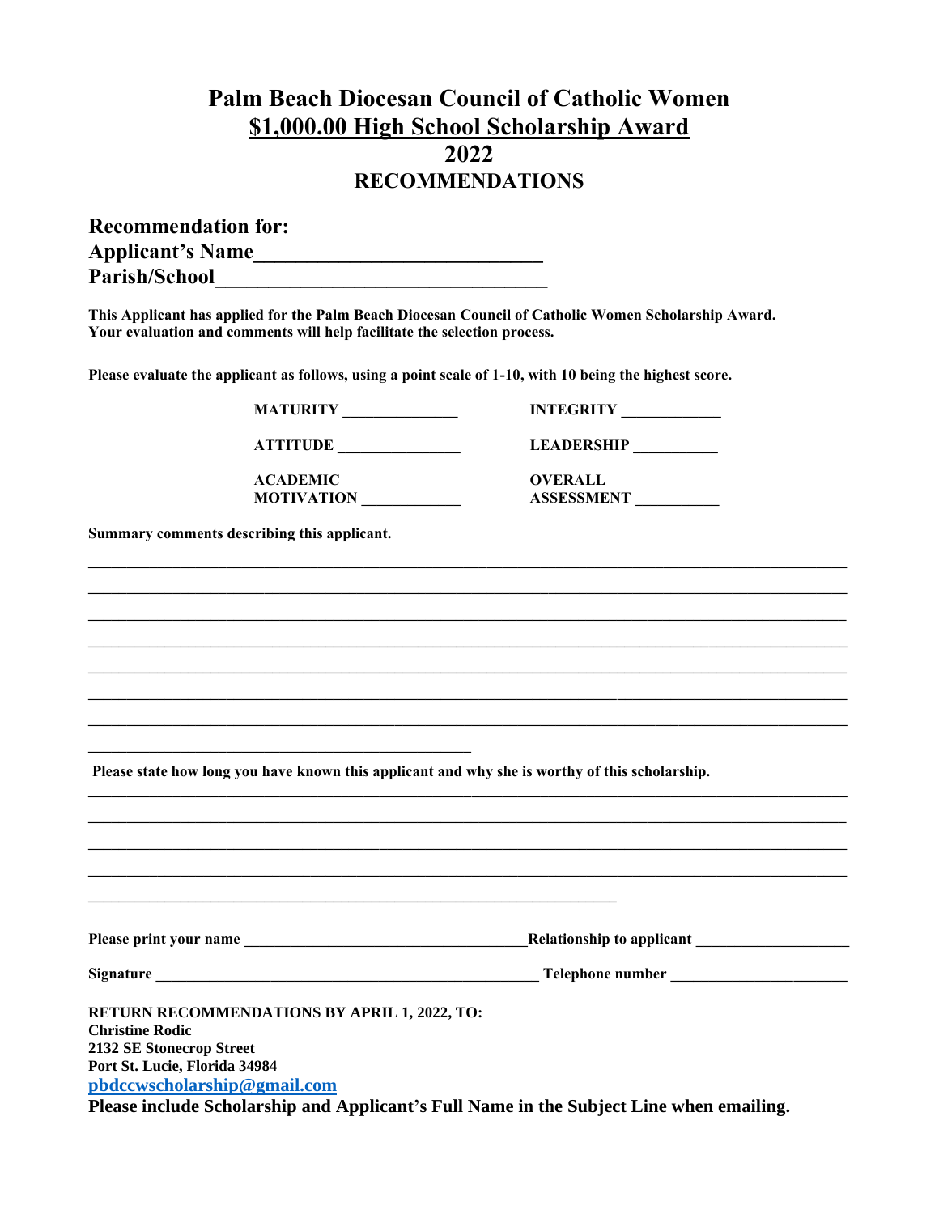# Palm Beach Diocesan Council of Catholic Women

## $1,000.00 High School Scholarship Award

## 2022

## RECOMMENDATIONS

**Recommendation for:**

**Applicant's Name__________________________**

**Parish/School______________________________**

**This Applicant has applied for the Palm Beach Diocesan Council of Catholic Women Scholarship Award. Your evaluation and comments will help facilitate the selection process.**

**Please evaluate the applicant as follows, using a point scale of 1-10, with 10 being the highest score.**

| | |
|---|---|
| **MATURITY** ______________ | **INTEGRITY** ____________ |
| **ATTITUDE** _______________ | **LEADERSHIP** __________ |
| **ACADEMIC MOTIVATION** ____________ | **OVERALL ASSESSMENT** __________ |

**Summary comments describing this applicant.**

_____________________________________________________________________________________

_____________________________________________________________________________________

_____________________________________________________________________________________

_____________________________________________________________________________________

_____________________________________________________________________________________

_____________________________________________________________________________________

_____________________________________________________________________________________

_______________________________________________

**Please state how long you have known this applicant and why she is worthy of this scholarship.**

_____________________________________________________________________________________

_____________________________________________________________________________________

_____________________________________________________________________________________

_____________________________________________________________________________________

_________________________________________________________________

**Please print your name** ____________________________________**Relationship to applicant** ___________________

**Signature** _______________________________________________ **Telephone number** ______________________

**RETURN RECOMMENDATIONS BY APRIL 1, 2022, TO:**
**Christine Rodic**
**2132 SE Stonecrop Street**
**Port St. Lucie, Florida 34984**
**pbdccwscholarship@gmail.com**

**Please include Scholarship and Applicant's Full Name in the Subject Line when emailing.**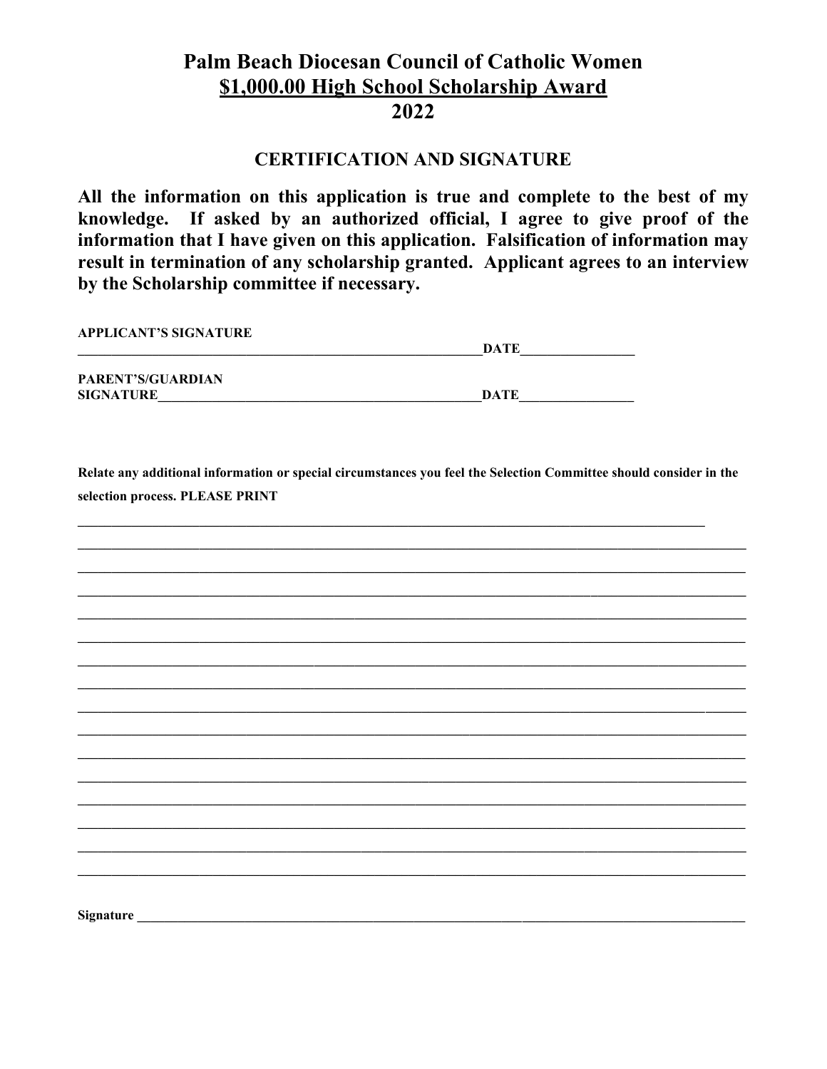# Palm Beach Diocesan Council of Catholic Women

## $1,000.00 High School Scholarship Award

## 2022

### CERTIFICATION AND SIGNATURE

**All the information on this application is true and complete to the best of my knowledge. If asked by an authorized official, I agree to give proof of the information that I have given on this application. Falsification of information may result in termination of any scholarship granted. Applicant agrees to an interview by the Scholarship committee if necessary.**

**APPLICANT'S SIGNATURE**
_____________________________________________________**DATE**_______________

**PARENT'S/GUARDIAN**
**SIGNATURE**___________________________________________**DATE**_______________

**Relate any additional information or special circumstances you feel the Selection Committee should consider in the selection process. PLEASE PRINT**

_____________________________________________________________________________________

_____________________________________________________________________________________

_____________________________________________________________________________________

_____________________________________________________________________________________

_____________________________________________________________________________________

_____________________________________________________________________________________

_____________________________________________________________________________________

_____________________________________________________________________________________

_____________________________________________________________________________________

_____________________________________________________________________________________

_____________________________________________________________________________________

_____________________________________________________________________________________

_____________________________________________________________________________________

_____________________________________________________________________________________

_____________________________________________________________________________________

_____________________________________________________________________________________

**Signature** ______________________________________________________________________________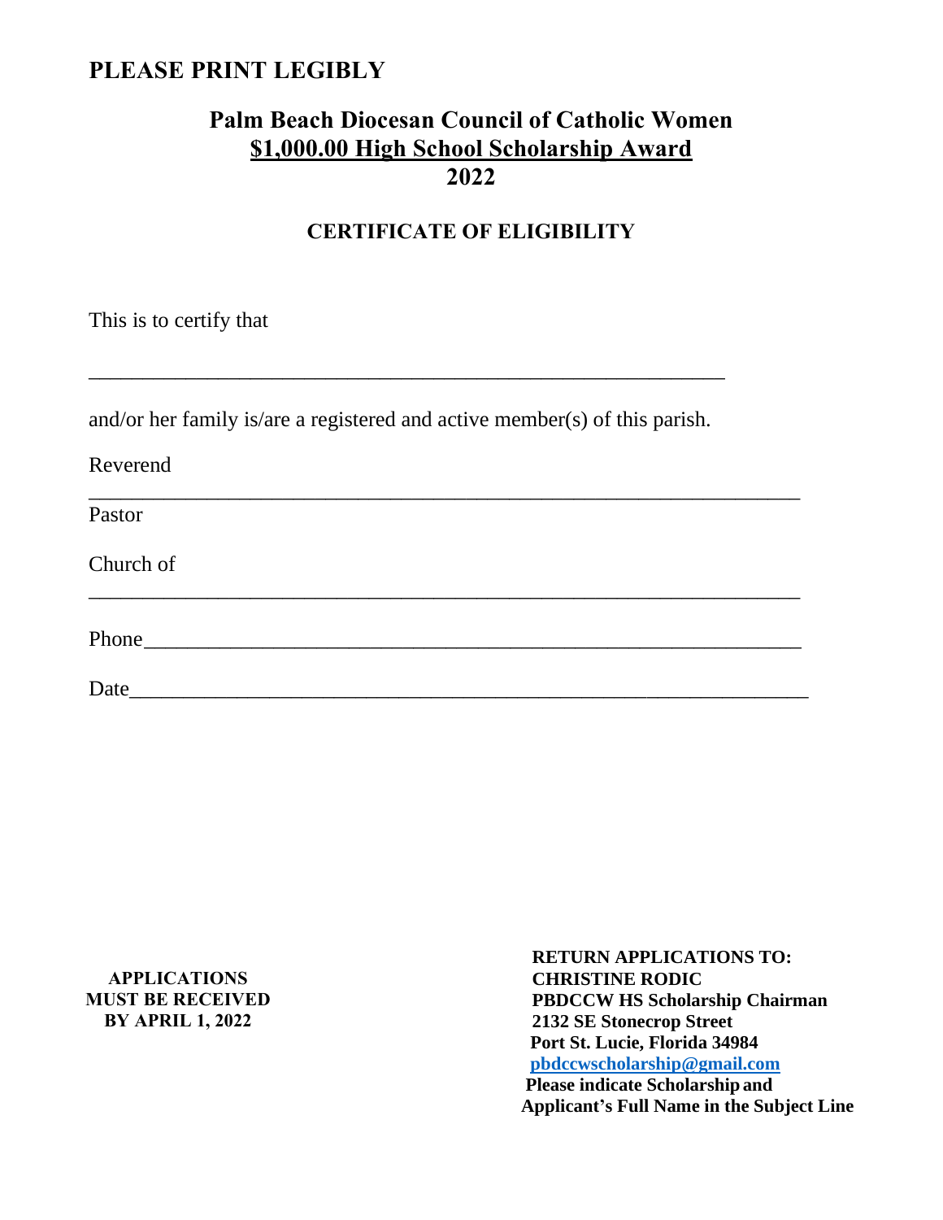**PLEASE PRINT LEGIBLY**

## Palm Beach Diocesan Council of Catholic Women
## <u>$1,000.00 High School Scholarship Award</u>
## 2022

### CERTIFICATE OF ELIGIBILITY

This is to certify that

______________________________________________________________

and/or her family is/are a registered and active member(s) of this parish.

Reverend

______________________________________________________________________

Pastor

Church of

______________________________________________________________________

Phone_________________________________________________________________

Date__________________________________________________________________

**APPLICATIONS MUST BE RECEIVED BY APRIL 1, 2022**

**RETURN APPLICATIONS TO:**
**CHRISTINE RODIC**
**PBDCCW HS Scholarship Chairman**
**2132 SE Stonecrop Street**
**Port St. Lucie, Florida 34984**
**pbdccwscholarship@gmail.com**
**Please indicate Scholarship and Applicant's Full Name in the Subject Line**